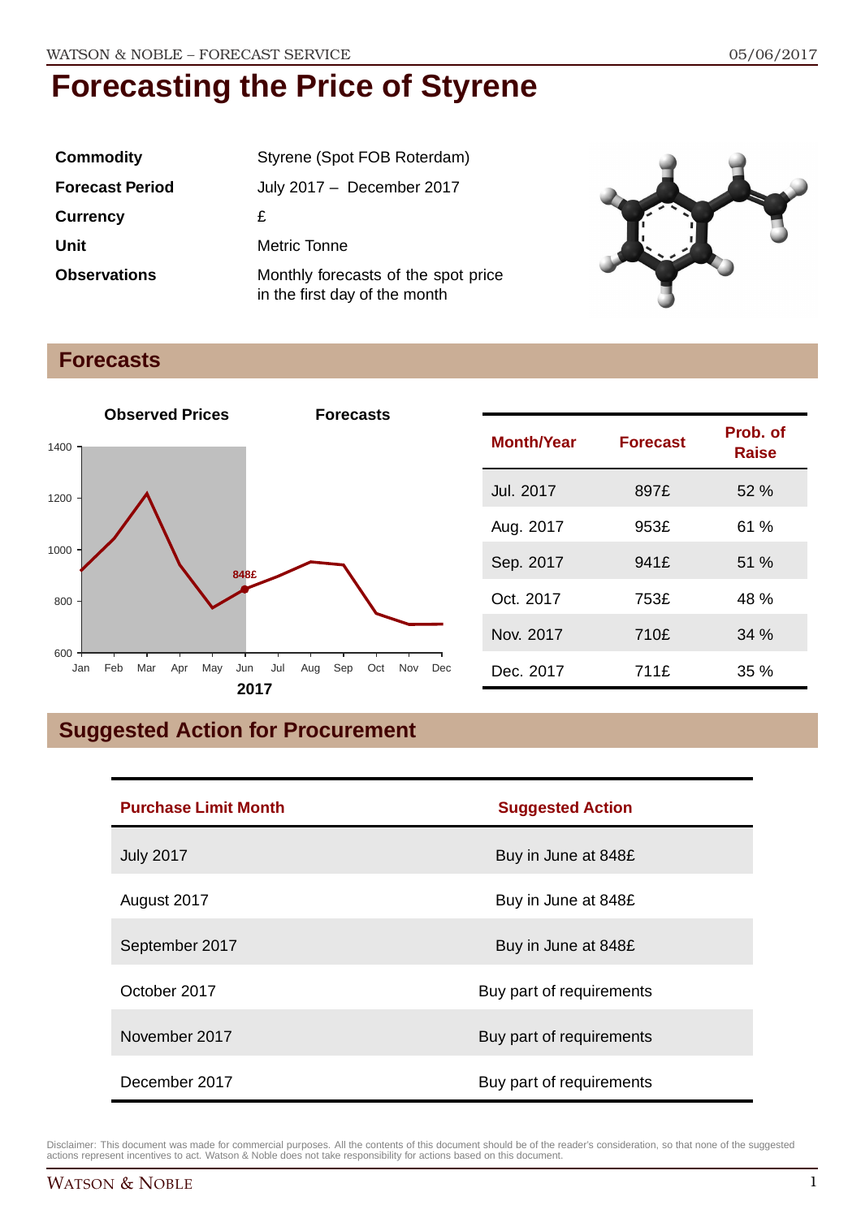# Forecasting the Price of Styrene

| | |
|---|---|
| **Commodity** | Styrene (Spot FOB Roterdam) |
| **Forecast Period** | July 2017 – December 2017 |
| **Currency** | £ |
| **Unit** | Metric Tonne |
| **Observations** | Monthly forecasts of the spot price in the first day of the month |

## Forecasts

| Month/Year | Forecast | Prob. of Raise |
|---|---|---|
| Jul. 2017 | 897£ | 52 % |
| Aug. 2017 | 953£ | 61 % |
| Sep. 2017 | 941£ | 51 % |
| Oct. 2017 | 753£ | 48 % |
| Nov. 2017 | 710£ | 34 % |
| Dec. 2017 | 711£ | 35 % |

## Suggested Action for Procurement

| Purchase Limit Month | Suggested Action |
|---|---|
| July 2017 | Buy in June at 848£ |
| August 2017 | Buy in June at 848£ |
| September 2017 | Buy in June at 848£ |
| October 2017 | Buy part of requirements |
| November 2017 | Buy part of requirements |
| December 2017 | Buy part of requirements |

Disclaimer: This document was made for commercial purposes. All the contents of this document should be of the reader's consideration, so that none of the suggested actions represent incentives to act. Watson & Noble does not take responsibility for actions based on this document.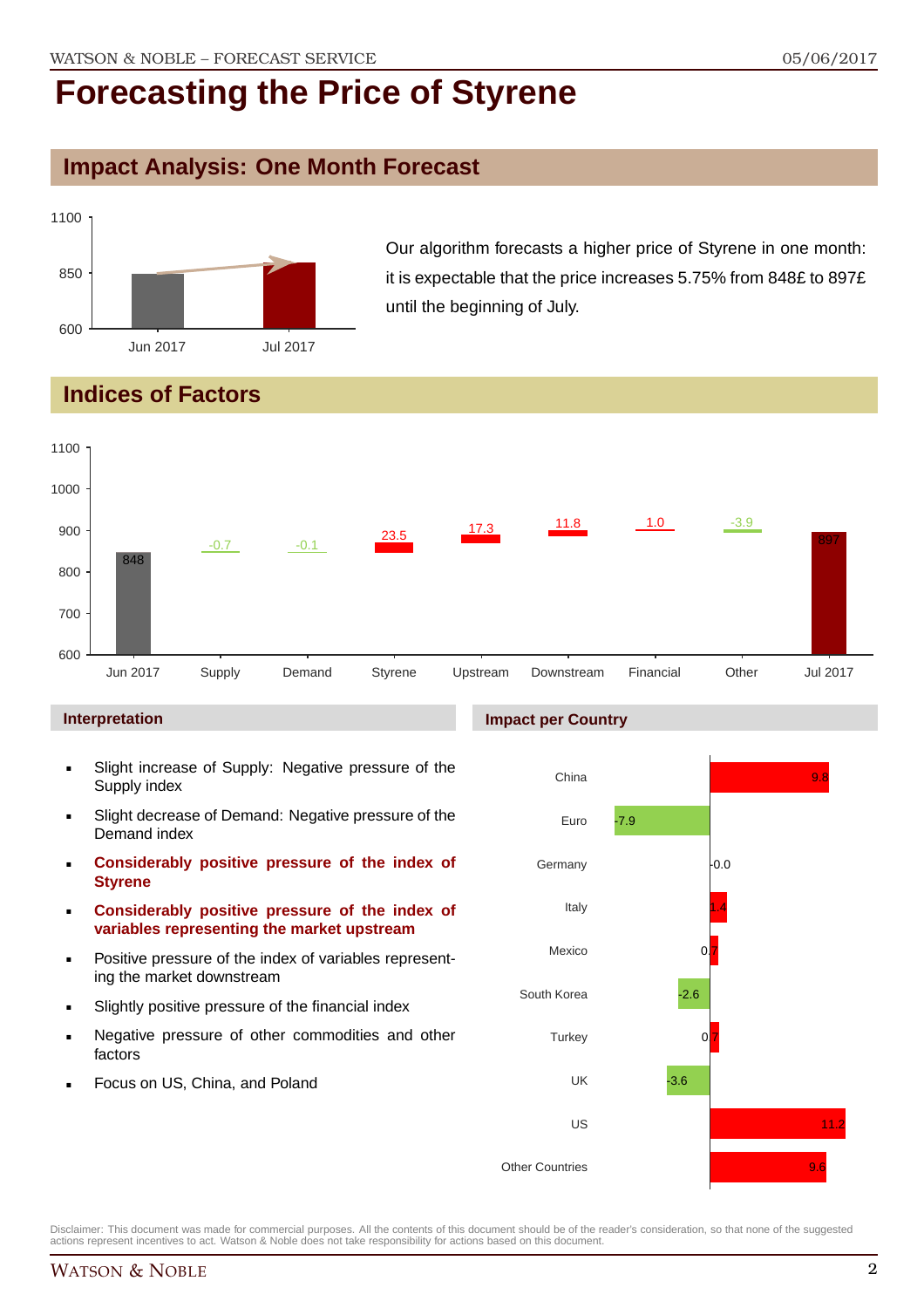# Forecasting the Price of Styrene

## Impact Analysis: One Month Forecast

Our algorithm forecasts a higher price of Styrene in one month: it is expectable that the price increases 5.75% from 848£ to 897£ until the beginning of July.

## Indices of Factors

| | Jun 2017 | Supply | Demand | Styrene | Upstream | Downstream | Financial | Other | Jul 2017 |
|---|---|---|---|---|---|---|---|---|---|
| Value | 848 | -0.7 | -0.1 | 23.5 | 17.3 | 11.8 | 1.0 | -3.9 | 897 |

### Interpretation

- Slight increase of Supply: Negative pressure of the Supply index
- Slight decrease of Demand: Negative pressure of the Demand index
- **Considerably positive pressure of the index of Styrene**
- **Considerably positive pressure of the index of variables representing the market upstream**
- Positive pressure of the index of variables representing the market downstream
- Slightly positive pressure of the financial index
- Negative pressure of other commodities and other factors
- Focus on US, China, and Poland

### Impact per Country

| Country | Impact |
|---|---|
| China | 9.8 |
| Euro | -7.9 |
| Germany | -0.0 |
| Italy | 1.4 |
| Mexico | 0.7 |
| South Korea | -2.6 |
| Turkey | 0.7 |
| UK | -3.6 |
| US | 11.2 |
| Other Countries | 9.6 |

Disclaimer: This document was made for commercial purposes. All the contents of this document should be of the reader's consideration, so that none of the suggested actions represent incentives to act. Watson & Noble does not take responsibility for actions based on this document.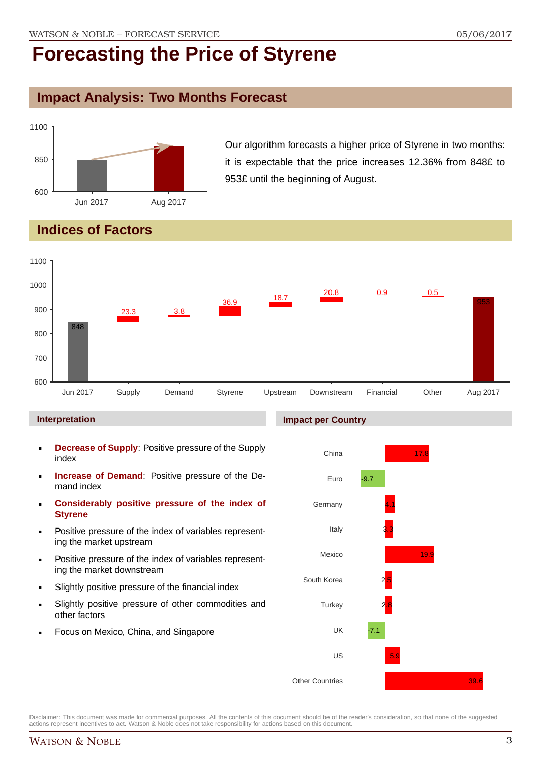# Forecasting the Price of Styrene

## Impact Analysis: Two Months Forecast

Our algorithm forecasts a higher price of Styrene in two months: it is expectable that the price increases 12.36% from 848£ to 953£ until the beginning of August.

## Indices of Factors

### Interpretation

- **Decrease of Supply**: Positive pressure of the Supply index
- **Increase of Demand**: Positive pressure of the Demand index
- **Considerably positive pressure of the index of Styrene**
- Positive pressure of the index of variables representing the market upstream
- Positive pressure of the index of variables representing the market downstream
- Slightly positive pressure of the financial index
- Slightly positive pressure of other commodities and other factors
- Focus on Mexico, China, and Singapore

### Impact per Country

| Country | Impact |
| --- | --- |
| China | 17.8 |
| Euro | -9.7 |
| Germany | 4.1 |
| Italy | 3.3 |
| Mexico | 19.9 |
| South Korea | 2.5 |
| Turkey | 2.8 |
| UK | -7.1 |
| US | 5.9 |
| Other Countries | 39.6 |

Disclaimer: This document was made for commercial purposes. All the contents of this document should be of the reader's consideration, so that none of the suggested actions represent incentives to act. Watson & Noble does not take responsibility for actions based on this document.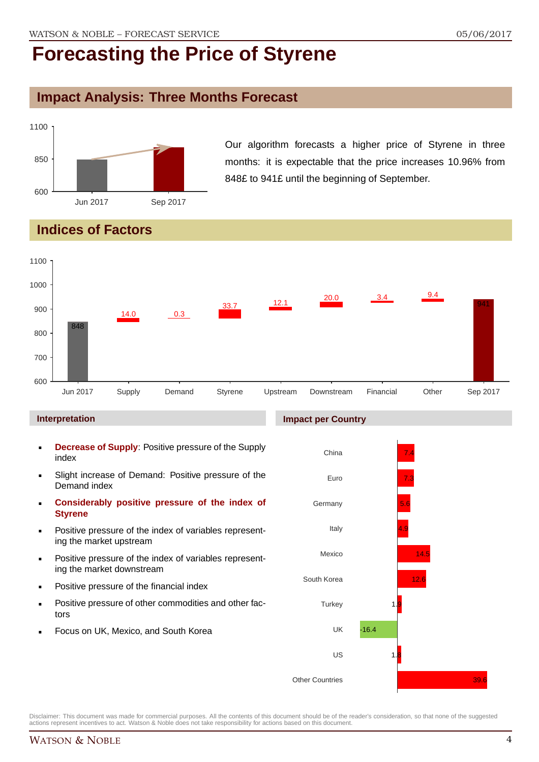# Forecasting the Price of Styrene

## Impact Analysis: Three Months Forecast

Our algorithm forecasts a higher price of Styrene in three months: it is expectable that the price increases 10.96% from 848£ to 941£ until the beginning of September.

## Indices of Factors

| | Value |
|---|---|
| Jun 2017 | 848 |
| Supply | 14.0 |
| Demand | 0.3 |
| Styrene | 33.7 |
| Upstream | 12.1 |
| Downstream | 20.0 |
| Financial | 3.4 |
| Other | 9.4 |
| Sep 2017 | 941 |

### Interpretation

- **Decrease of Supply**: Positive pressure of the Supply index
- Slight increase of Demand: Positive pressure of the Demand index
- **Considerably positive pressure of the index of Styrene**
- Positive pressure of the index of variables representing the market upstream
- Positive pressure of the index of variables representing the market downstream
- Positive pressure of the financial index
- Positive pressure of other commodities and other factors
- Focus on UK, Mexico, and South Korea

### Impact per Country

| Country | Impact |
|---|---|
| China | 7.4 |
| Euro | 7.3 |
| Germany | 5.6 |
| Italy | 4.9 |
| Mexico | 14.5 |
| South Korea | 12.6 |
| Turkey | 1.9 |
| UK | -16.4 |
| US | 1.8 |
| Other Countries | 39.6 |

Disclaimer: This document was made for commercial purposes. All the contents of this document should be of the reader's consideration, so that none of the suggested actions represent incentives to act. Watson & Noble does not take responsibility for actions based on this document.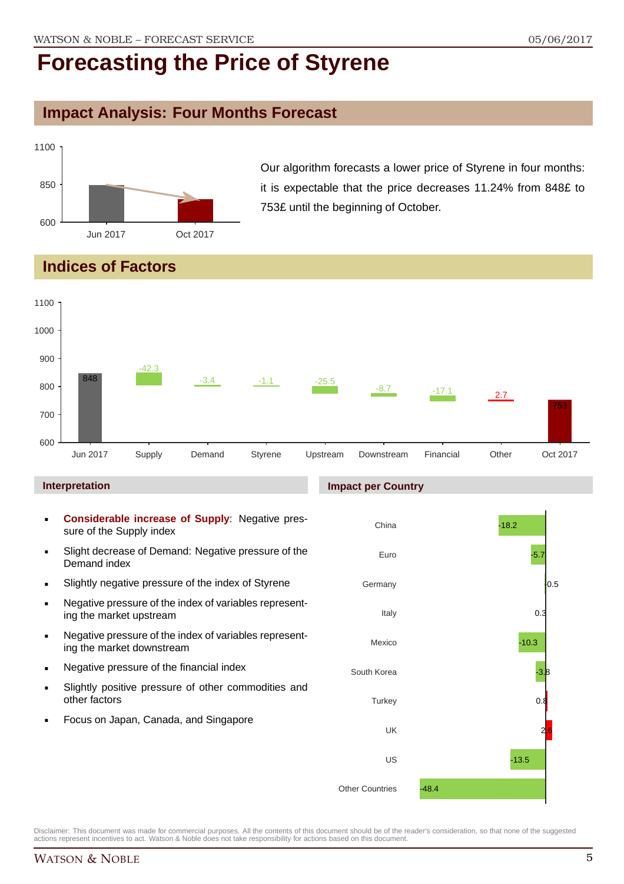# Forecasting the Price of Styrene

## Impact Analysis: Four Months Forecast

Our algorithm forecasts a lower price of Styrene in four months: it is expectable that the price decreases 11.24% from 848£ to 753£ until the beginning of October.

## Indices of Factors

| Jun 2017 | Supply | Demand | Styrene | Upstream | Downstream | Financial | Other | Oct 2017 |
|---|---|---|---|---|---|---|---|---|
| 848 | -42.3 | -3.4 | -1.1 | -25.5 | -8.7 | -17.1 | 2.7 | 753 |

### Interpretation

- **Considerable increase of Supply**: Negative pressure of the Supply index
- Slight decrease of Demand: Negative pressure of the Demand index
- Slightly negative pressure of the index of Styrene
- Negative pressure of the index of variables representing the market upstream
- Negative pressure of the index of variables representing the market downstream
- Negative pressure of the financial index
- Slightly positive pressure of other commodities and other factors
- Focus on Japan, Canada, and Singapore

### Impact per Country

| Country | Impact |
|---|---|
| China | -18.2 |
| Euro | -5.7 |
| Germany | 0.5 |
| Italy | 0.3 |
| Mexico | -10.3 |
| South Korea | -3.8 |
| Turkey | 0.8 |
| UK | 2.6 |
| US | -13.5 |
| Other Countries | -48.4 |

Disclaimer: This document was made for commercial purposes. All the contents of this document should be of the reader's consideration, so that none of the suggested actions represent incentives to act. Watson & Noble does not take responsibility for actions based on this document.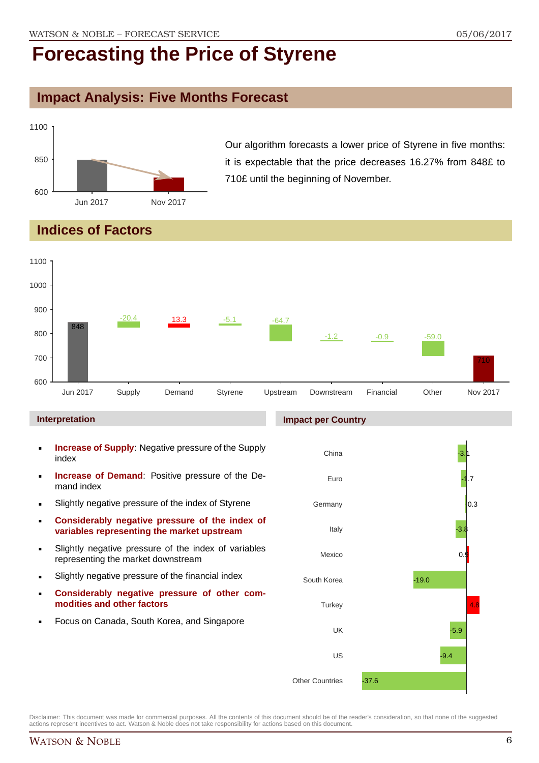# Forecasting the Price of Styrene

## Impact Analysis: Five Months Forecast

Our algorithm forecasts a lower price of Styrene in five months: it is expectable that the price decreases 16.27% from 848£ to 710£ until the beginning of November.

## Indices of Factors

| | Jun 2017 | Supply | Demand | Styrene | Upstream | Downstream | Financial | Other | Nov 2017 |
|---|---|---|---|---|---|---|---|---|---|
| Value | 848 | -20.4 | 13.3 | -5.1 | -64.7 | -1.2 | -0.9 | -59.0 | 710 |

### Interpretation

- **Increase of Supply**: Negative pressure of the Supply index
- **Increase of Demand**: Positive pressure of the Demand index
- Slightly negative pressure of the index of Styrene
- **Considerably negative pressure of the index of variables representing the market upstream**
- Slightly negative pressure of the index of variables representing the market downstream
- Slightly negative pressure of the financial index
- **Considerably negative pressure of other commodities and other factors**
- Focus on Canada, South Korea, and Singapore

### Impact per Country

| Country | Impact |
|---|---|
| China | -3.1 |
| Euro | -1.7 |
| Germany | -0.3 |
| Italy | -3.8 |
| Mexico | 0.9 |
| South Korea | -19.0 |
| Turkey | 4.8 |
| UK | -5.9 |
| US | -9.4 |
| Other Countries | -37.6 |

Disclaimer: This document was made for commercial purposes. All the contents of this document should be of the reader's consideration, so that none of the suggested actions represent incentives to act. Watson & Noble does not take responsibility for actions based on this document.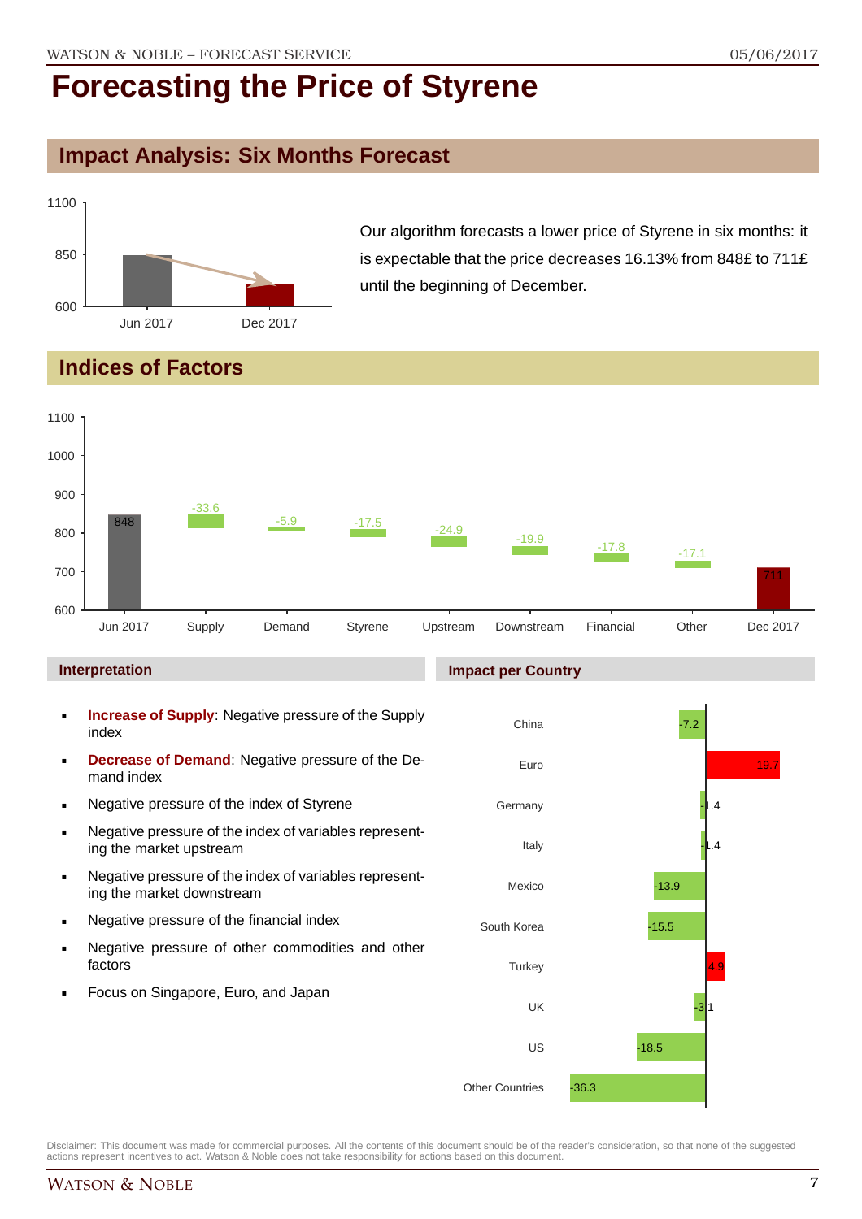# Forecasting the Price of Styrene

## Impact Analysis: Six Months Forecast

Our algorithm forecasts a lower price of Styrene in six months: it is expectable that the price decreases 16.13% from 848£ to 711£ until the beginning of December.

## Indices of Factors

| Jun 2017 | Supply | Demand | Styrene | Upstream | Downstream | Financial | Other | Dec 2017 |
|---|---|---|---|---|---|---|---|---|
| 848 | -33.6 | -5.9 | -17.5 | -24.9 | -19.9 | -17.8 | -17.1 | 711 |

### Interpretation

- **Increase of Supply**: Negative pressure of the Supply index
- **Decrease of Demand**: Negative pressure of the Demand index
- Negative pressure of the index of Styrene
- Negative pressure of the index of variables representing the market upstream
- Negative pressure of the index of variables representing the market downstream
- Negative pressure of the financial index
- Negative pressure of other commodities and other factors
- Focus on Singapore, Euro, and Japan

### Impact per Country

| Country | Impact |
|---|---|
| China | -7.2 |
| Euro | 19.7 |
| Germany | -1.4 |
| Italy | -1.4 |
| Mexico | -13.9 |
| South Korea | -15.5 |
| Turkey | 4.9 |
| UK | -3.1 |
| US | -18.5 |
| Other Countries | -36.3 |

Disclaimer: This document was made for commercial purposes. All the contents of this document should be of the reader's consideration, so that none of the suggested actions represent incentives to act. Watson & Noble does not take responsibility for actions based on this document.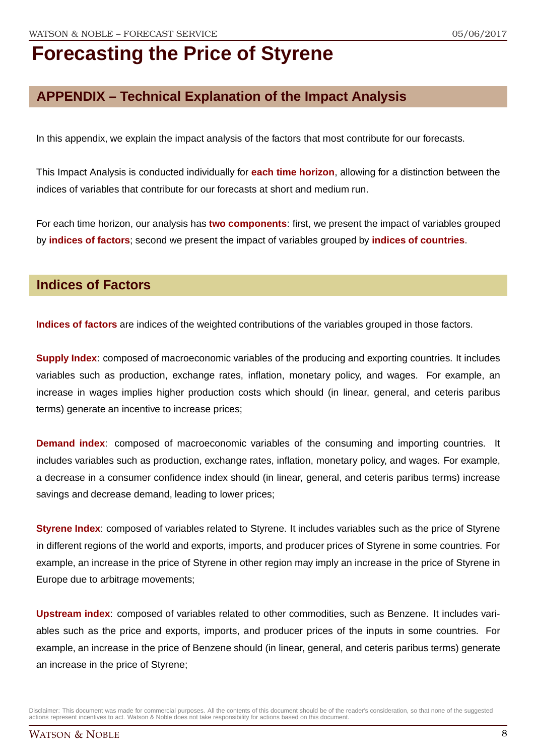# Forecasting the Price of Styrene

## APPENDIX – Technical Explanation of the Impact Analysis

In this appendix, we explain the impact analysis of the factors that most contribute for our forecasts.

This Impact Analysis is conducted individually for **each time horizon**, allowing for a distinction between the indices of variables that contribute for our forecasts at short and medium run.

For each time horizon, our analysis has **two components**: first, we present the impact of variables grouped by **indices of factors**; second we present the impact of variables grouped by **indices of countries**.

## Indices of Factors

**Indices of factors** are indices of the weighted contributions of the variables grouped in those factors.

**Supply Index**: composed of macroeconomic variables of the producing and exporting countries. It includes variables such as production, exchange rates, inflation, monetary policy, and wages. For example, an increase in wages implies higher production costs which should (in linear, general, and ceteris paribus terms) generate an incentive to increase prices;

**Demand index**: composed of macroeconomic variables of the consuming and importing countries. It includes variables such as production, exchange rates, inflation, monetary policy, and wages. For example, a decrease in a consumer confidence index should (in linear, general, and ceteris paribus terms) increase savings and decrease demand, leading to lower prices;

**Styrene Index**: composed of variables related to Styrene. It includes variables such as the price of Styrene in different regions of the world and exports, imports, and producer prices of Styrene in some countries. For example, an increase in the price of Styrene in other region may imply an increase in the price of Styrene in Europe due to arbitrage movements;

**Upstream index**: composed of variables related to other commodities, such as Benzene. It includes variables such as the price and exports, imports, and producer prices of the inputs in some countries. For example, an increase in the price of Benzene should (in linear, general, and ceteris paribus terms) generate an increase in the price of Styrene;

Disclaimer: This document was made for commercial purposes. All the contents of this document should be of the reader's consideration, so that none of the suggested actions represent incentives to act. Watson & Noble does not take responsibility for actions based on this document.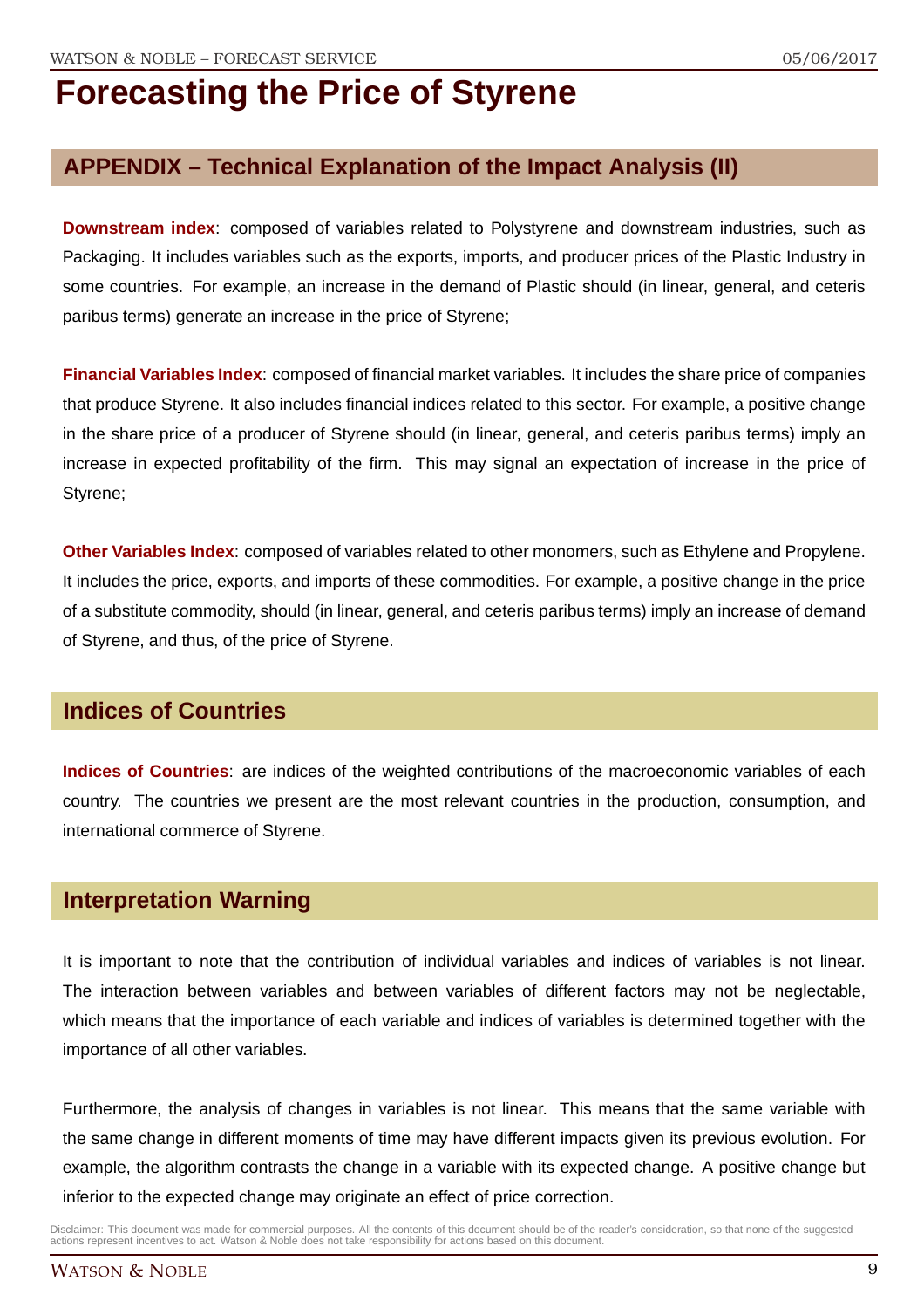# Forecasting the Price of Styrene

## APPENDIX – Technical Explanation of the Impact Analysis (II)

**Downstream index**: composed of variables related to Polystyrene and downstream industries, such as Packaging. It includes variables such as the exports, imports, and producer prices of the Plastic Industry in some countries. For example, an increase in the demand of Plastic should (in linear, general, and ceteris paribus terms) generate an increase in the price of Styrene;

**Financial Variables Index**: composed of financial market variables. It includes the share price of companies that produce Styrene. It also includes financial indices related to this sector. For example, a positive change in the share price of a producer of Styrene should (in linear, general, and ceteris paribus terms) imply an increase in expected profitability of the firm. This may signal an expectation of increase in the price of Styrene;

**Other Variables Index**: composed of variables related to other monomers, such as Ethylene and Propylene. It includes the price, exports, and imports of these commodities. For example, a positive change in the price of a substitute commodity, should (in linear, general, and ceteris paribus terms) imply an increase of demand of Styrene, and thus, of the price of Styrene.

## Indices of Countries

**Indices of Countries**: are indices of the weighted contributions of the macroeconomic variables of each country. The countries we present are the most relevant countries in the production, consumption, and international commerce of Styrene.

## Interpretation Warning

It is important to note that the contribution of individual variables and indices of variables is not linear. The interaction between variables and between variables of different factors may not be neglectable, which means that the importance of each variable and indices of variables is determined together with the importance of all other variables.

Furthermore, the analysis of changes in variables is not linear. This means that the same variable with the same change in different moments of time may have different impacts given its previous evolution. For example, the algorithm contrasts the change in a variable with its expected change. A positive change but inferior to the expected change may originate an effect of price correction.

Disclaimer: This document was made for commercial purposes. All the contents of this document should be of the reader's consideration, so that none of the suggested actions represent incentives to act. Watson & Noble does not take responsibility for actions based on this document.